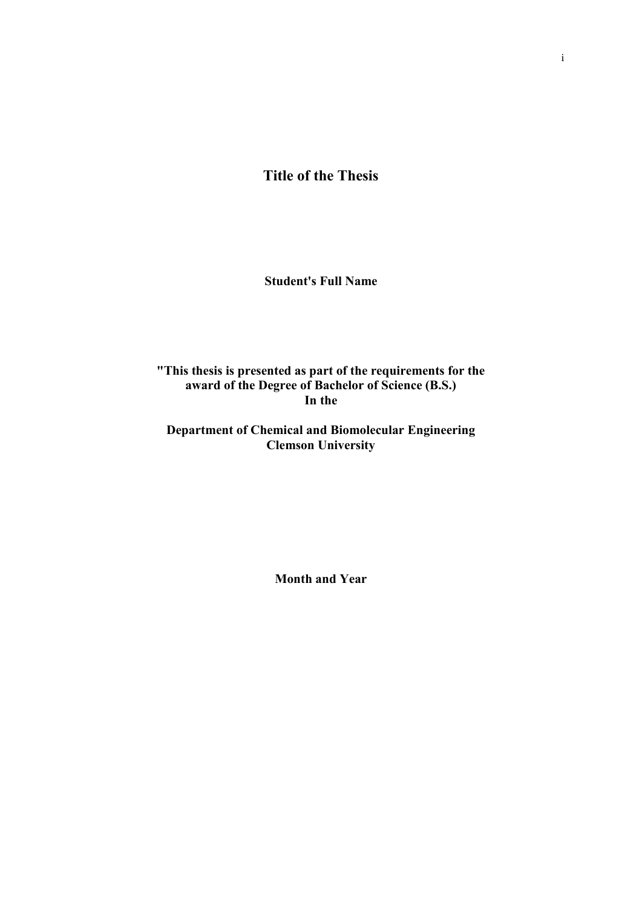# Title of the Thesis

**Student's Full Name**

**"This thesis is presented as part of the requirements for the award of the Degree of Bachelor of Science (B.S.)
In the**

**Department of Chemical and Biomolecular Engineering
Clemson University**

**Month and Year**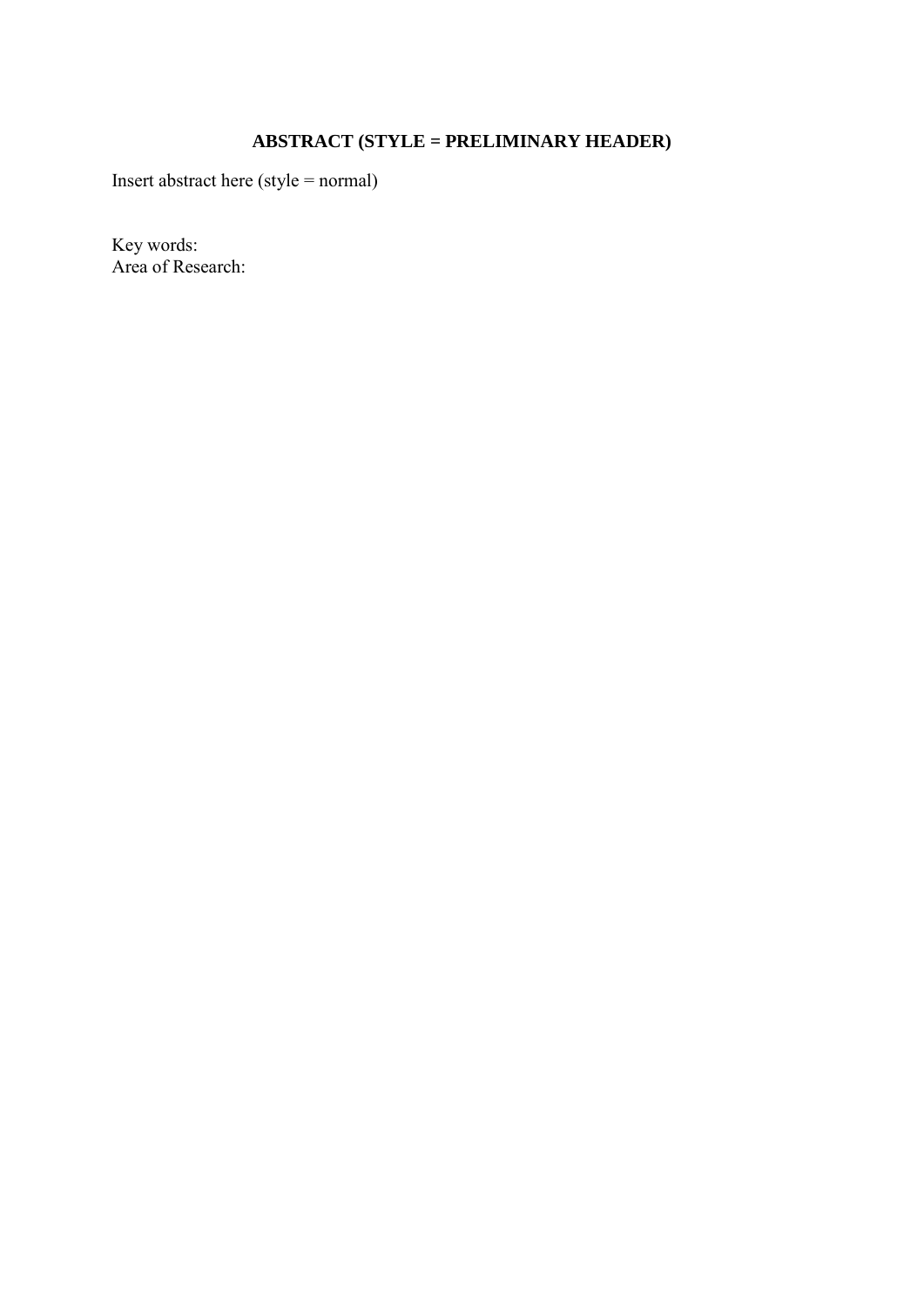# ABSTRACT (STYLE = PRELIMINARY HEADER)

Insert abstract here (style = normal)

Key words:
Area of Research: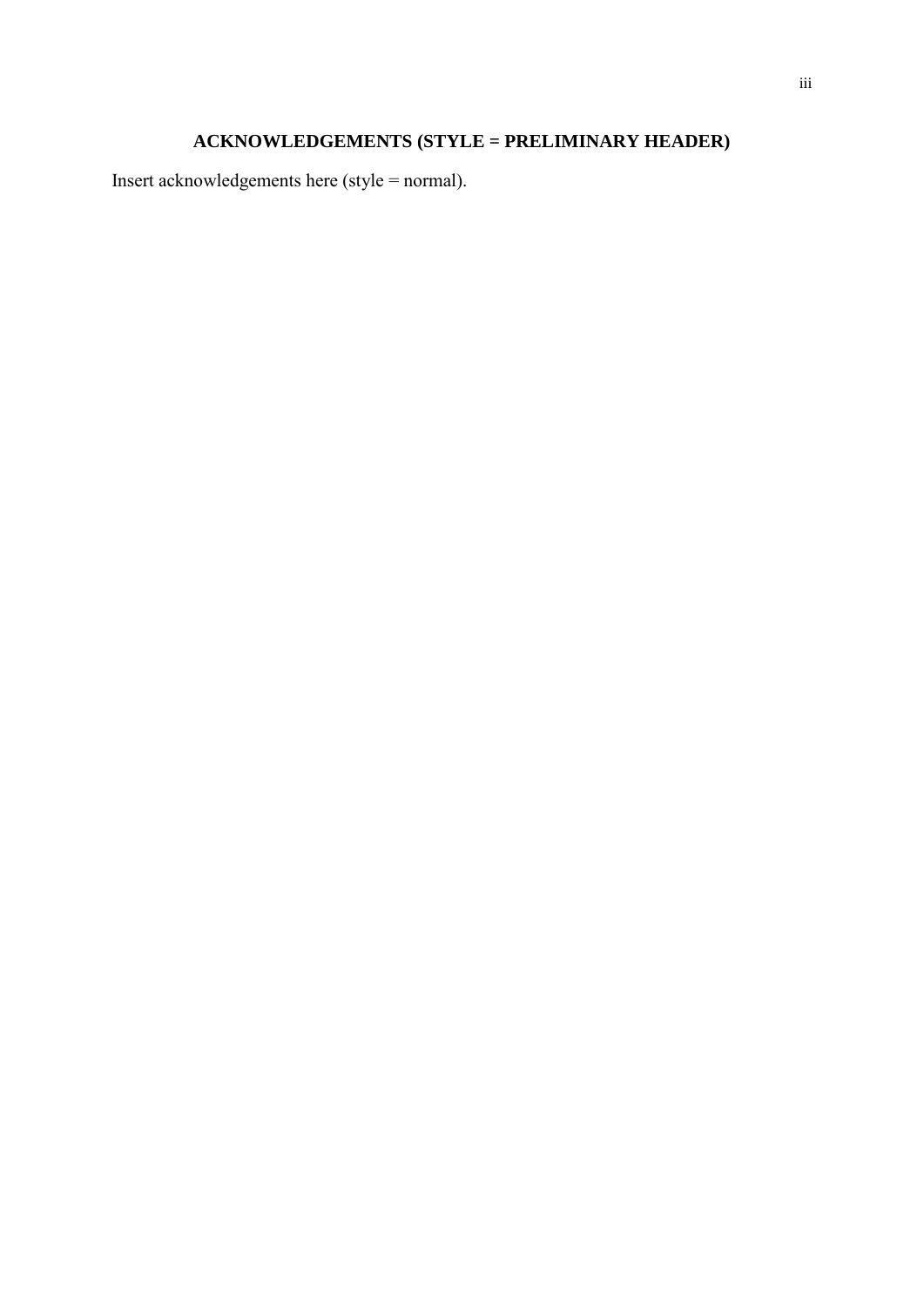# ACKNOWLEDGEMENTS (STYLE = PRELIMINARY HEADER)

Insert acknowledgements here (style = normal).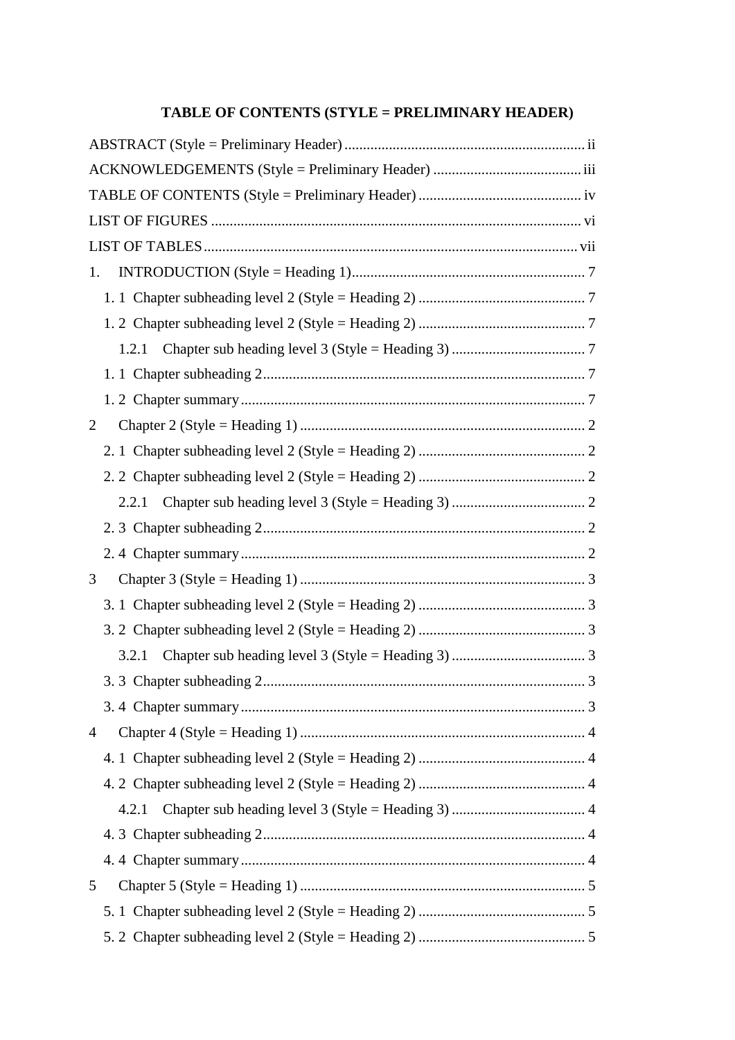**TABLE OF CONTENTS (STYLE = PRELIMINARY HEADER)**

ABSTRACT (Style = Preliminary Header) ........................................................ ii
ACKNOWLEDGEMENTS (Style = Preliminary Header) .................................... iii
TABLE OF CONTENTS (Style = Preliminary Header) ........................................ iv
LIST OF FIGURES ........................................................................................ vi
LIST OF TABLES .......................................................................................... vii
1. INTRODUCTION (Style = Heading 1) ......................................................... 7
  1. 1 Chapter subheading level 2 (Style = Heading 2) ..................................... 7
  1. 2 Chapter subheading level 2 (Style = Heading 2) ..................................... 7
    1.2.1 Chapter sub heading level 3 (Style = Heading 3) .................................. 7
  1. 1 Chapter subheading 2 ............................................................................ 7
  1. 2 Chapter summary ................................................................................... 7
2 Chapter 2 (Style = Heading 1) ....................................................................... 2
  2. 1 Chapter subheading level 2 (Style = Heading 2) ..................................... 2
  2. 2 Chapter subheading level 2 (Style = Heading 2) ..................................... 2
    2.2.1 Chapter sub heading level 3 (Style = Heading 3) .................................. 2
  2. 3 Chapter subheading 2 ............................................................................ 2
  2. 4 Chapter summary ................................................................................... 2
3 Chapter 3 (Style = Heading 1) ....................................................................... 3
  3. 1 Chapter subheading level 2 (Style = Heading 2) ..................................... 3
  3. 2 Chapter subheading level 2 (Style = Heading 2) ..................................... 3
    3.2.1 Chapter sub heading level 3 (Style = Heading 3) .................................. 3
  3. 3 Chapter subheading 2 ............................................................................ 3
  3. 4 Chapter summary ................................................................................... 3
4 Chapter 4 (Style = Heading 1) ....................................................................... 4
  4. 1 Chapter subheading level 2 (Style = Heading 2) ..................................... 4
  4. 2 Chapter subheading level 2 (Style = Heading 2) ..................................... 4
    4.2.1 Chapter sub heading level 3 (Style = Heading 3) .................................. 4
  4. 3 Chapter subheading 2 ............................................................................ 4
  4. 4 Chapter summary ................................................................................... 4
5 Chapter 5 (Style = Heading 1) ....................................................................... 5
  5. 1 Chapter subheading level 2 (Style = Heading 2) ..................................... 5
  5. 2 Chapter subheading level 2 (Style = Heading 2) ..................................... 5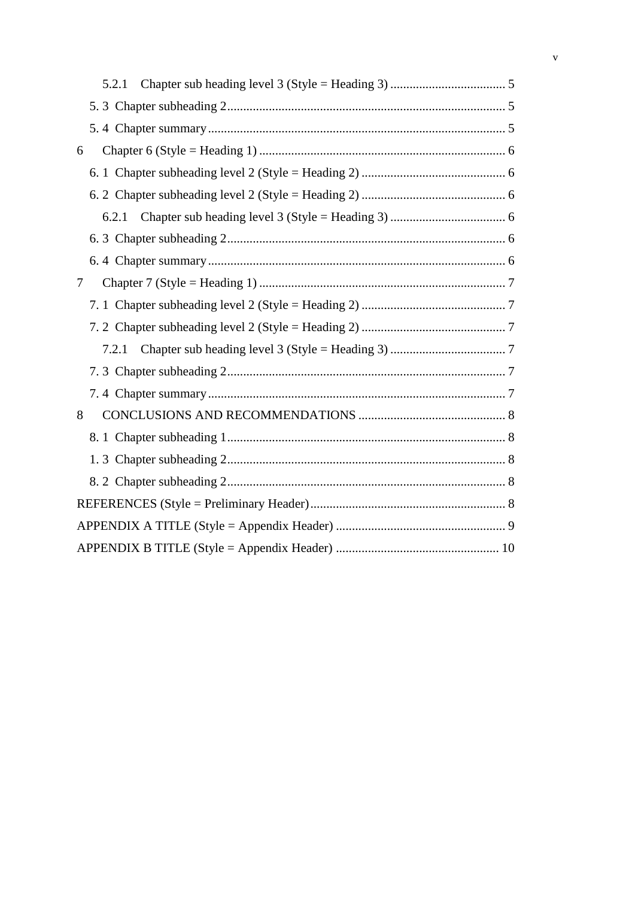5.2.1 Chapter sub heading level 3 (Style = Heading 3) .................................... 5

5. 3 Chapter subheading 2....................................................................................... 5

5. 4 Chapter summary............................................................................................. 5

6 Chapter 6 (Style = Heading 1) ............................................................................. 6

6. 1 Chapter subheading level 2 (Style = Heading 2) ............................................. 6

6. 2 Chapter subheading level 2 (Style = Heading 2) ............................................. 6

6.2.1 Chapter sub heading level 3 (Style = Heading 3) .................................... 6

6. 3 Chapter subheading 2....................................................................................... 6

6. 4 Chapter summary............................................................................................. 6

7 Chapter 7 (Style = Heading 1) ............................................................................. 7

7. 1 Chapter subheading level 2 (Style = Heading 2) ............................................. 7

7. 2 Chapter subheading level 2 (Style = Heading 2) ............................................. 7

7.2.1 Chapter sub heading level 3 (Style = Heading 3) .................................... 7

7. 3 Chapter subheading 2....................................................................................... 7

7. 4 Chapter summary............................................................................................. 7

8 CONCLUSIONS AND RECOMMENDATIONS .............................................. 8

8. 1 Chapter subheading 1....................................................................................... 8

1. 3 Chapter subheading 2....................................................................................... 8

8. 2 Chapter subheading 2....................................................................................... 8

REFERENCES (Style = Preliminary Header)............................................................. 8

APPENDIX A TITLE (Style = Appendix Header) ..................................................... 9

APPENDIX B TITLE (Style = Appendix Header) ................................................... 10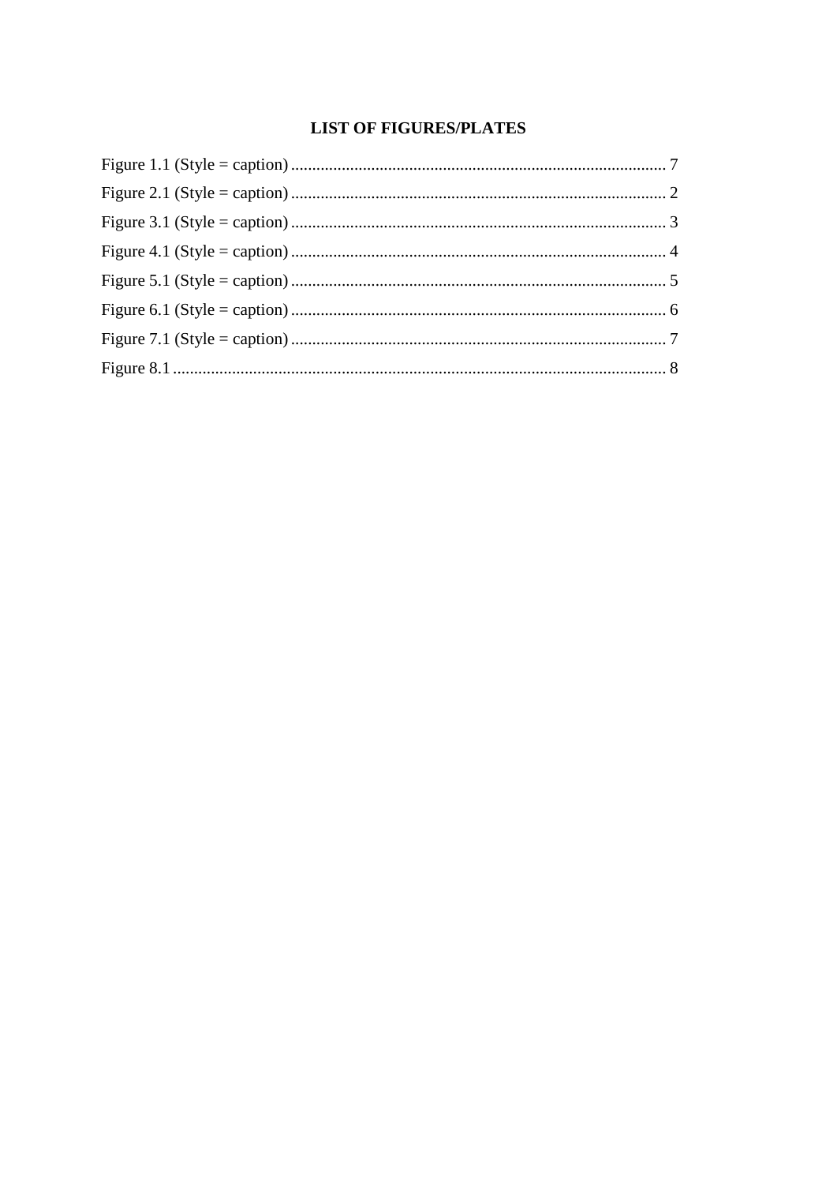## LIST OF FIGURES/PLATES

Figure 1.1 (Style = caption) ........................................................................................ 7
Figure 2.1 (Style = caption) ........................................................................................ 2
Figure 3.1 (Style = caption) ........................................................................................ 3
Figure 4.1 (Style = caption) ........................................................................................ 4
Figure 5.1 (Style = caption) ........................................................................................ 5
Figure 6.1 (Style = caption) ........................................................................................ 6
Figure 7.1 (Style = caption) ........................................................................................ 7
Figure 8.1 .................................................................................................................... 8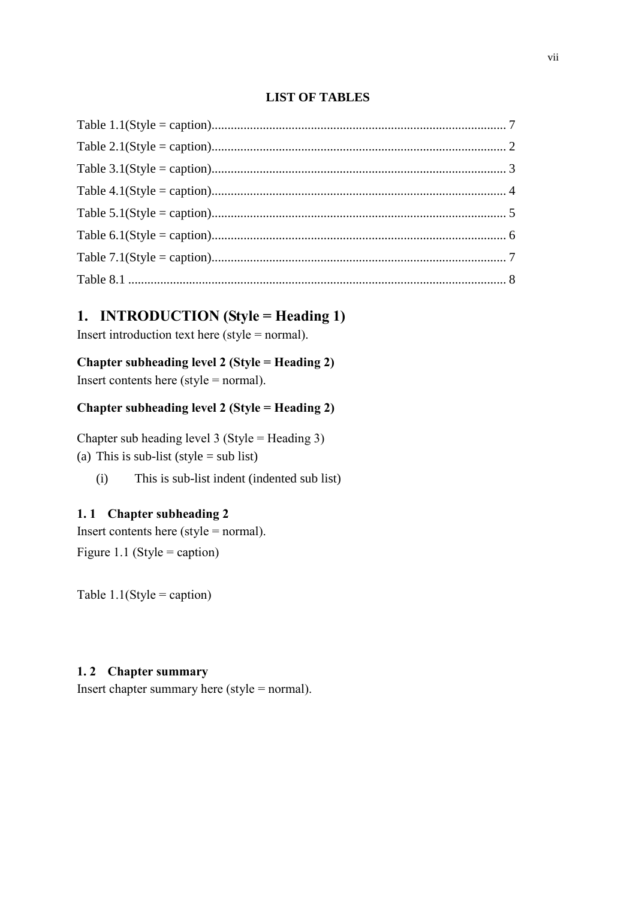**LIST OF TABLES**

Table 1.1(Style = caption)........................................................................................... 7
Table 2.1(Style = caption)........................................................................................... 2
Table 3.1(Style = caption)........................................................................................... 3
Table 4.1(Style = caption)........................................................................................... 4
Table 5.1(Style = caption)........................................................................................... 5
Table 6.1(Style = caption)........................................................................................... 6
Table 7.1(Style = caption)........................................................................................... 7
Table 8.1 ..................................................................................................................... 8

# 1. INTRODUCTION (Style = Heading 1)

Insert introduction text here (style = normal).

## Chapter subheading level 2 (Style = Heading 2)

Insert contents here (style = normal).

## Chapter subheading level 2 (Style = Heading 2)

### Chapter sub heading level 3 (Style = Heading 3)

(a) This is sub-list (style = sub list)

  (i) This is sub-list indent (indented sub list)

## 1. 1 Chapter subheading 2

Insert contents here (style = normal).

Figure 1.1 (Style = caption)

Table 1.1(Style = caption)

## 1. 2 Chapter summary

Insert chapter summary here (style = normal).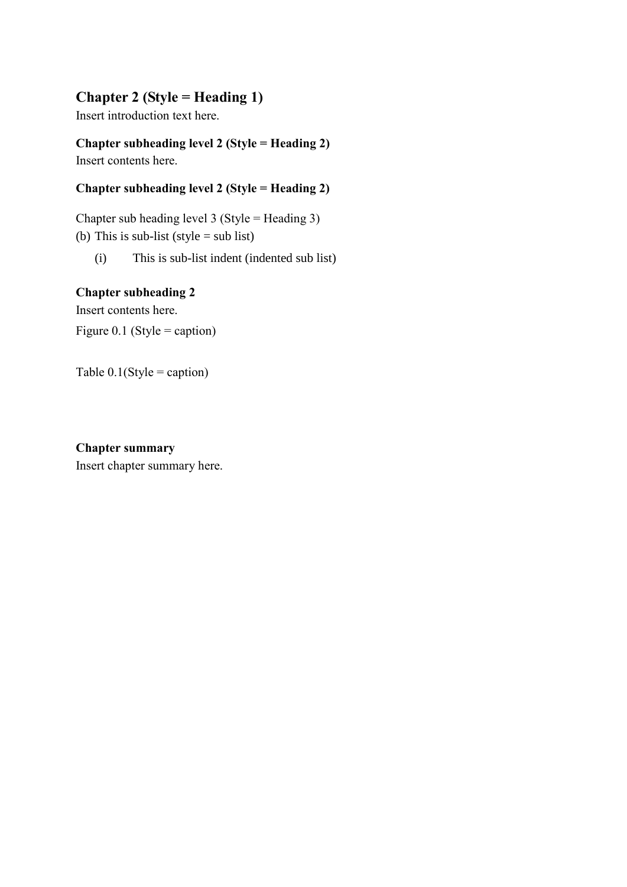# Chapter 2 (Style = Heading 1)

Insert introduction text here.

## Chapter subheading level 2 (Style = Heading 2)

Insert contents here.

## Chapter subheading level 2 (Style = Heading 2)

### Chapter sub heading level 3 (Style = Heading 3)

(b) This is sub-list (style = sub list)

  (i) This is sub-list indent (indented sub list)

## Chapter subheading 2

Insert contents here.

Figure 0.1 (Style = caption)

Table 0.1(Style = caption)

## Chapter summary

Insert chapter summary here.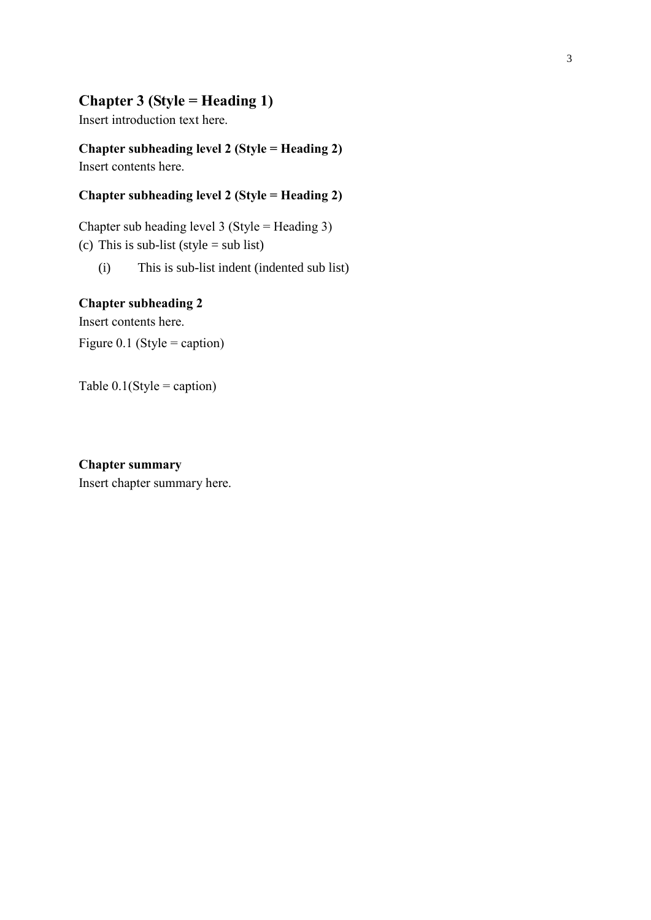# Chapter 3 (Style = Heading 1)

Insert introduction text here.

## Chapter subheading level 2 (Style = Heading 2)

Insert contents here.

## Chapter subheading level 2 (Style = Heading 2)

### Chapter sub heading level 3 (Style = Heading 3)

(c) This is sub-list (style = sub list)

  (i) This is sub-list indent (indented sub list)

## Chapter subheading 2

Insert contents here.

Figure 0.1 (Style = caption)

Table 0.1(Style = caption)

## Chapter summary

Insert chapter summary here.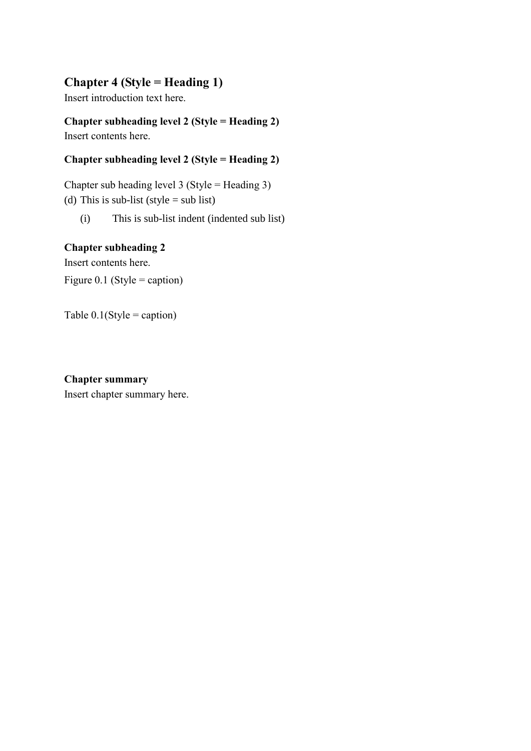# Chapter 4 (Style = Heading 1)

Insert introduction text here.

## Chapter subheading level 2 (Style = Heading 2)

Insert contents here.

## Chapter subheading level 2 (Style = Heading 2)

### Chapter sub heading level 3 (Style = Heading 3)

(d) This is sub-list (style = sub list)

    (i) This is sub-list indent (indented sub list)

## Chapter subheading 2

Insert contents here.

Figure 0.1 (Style = caption)

Table 0.1(Style = caption)

## Chapter summary

Insert chapter summary here.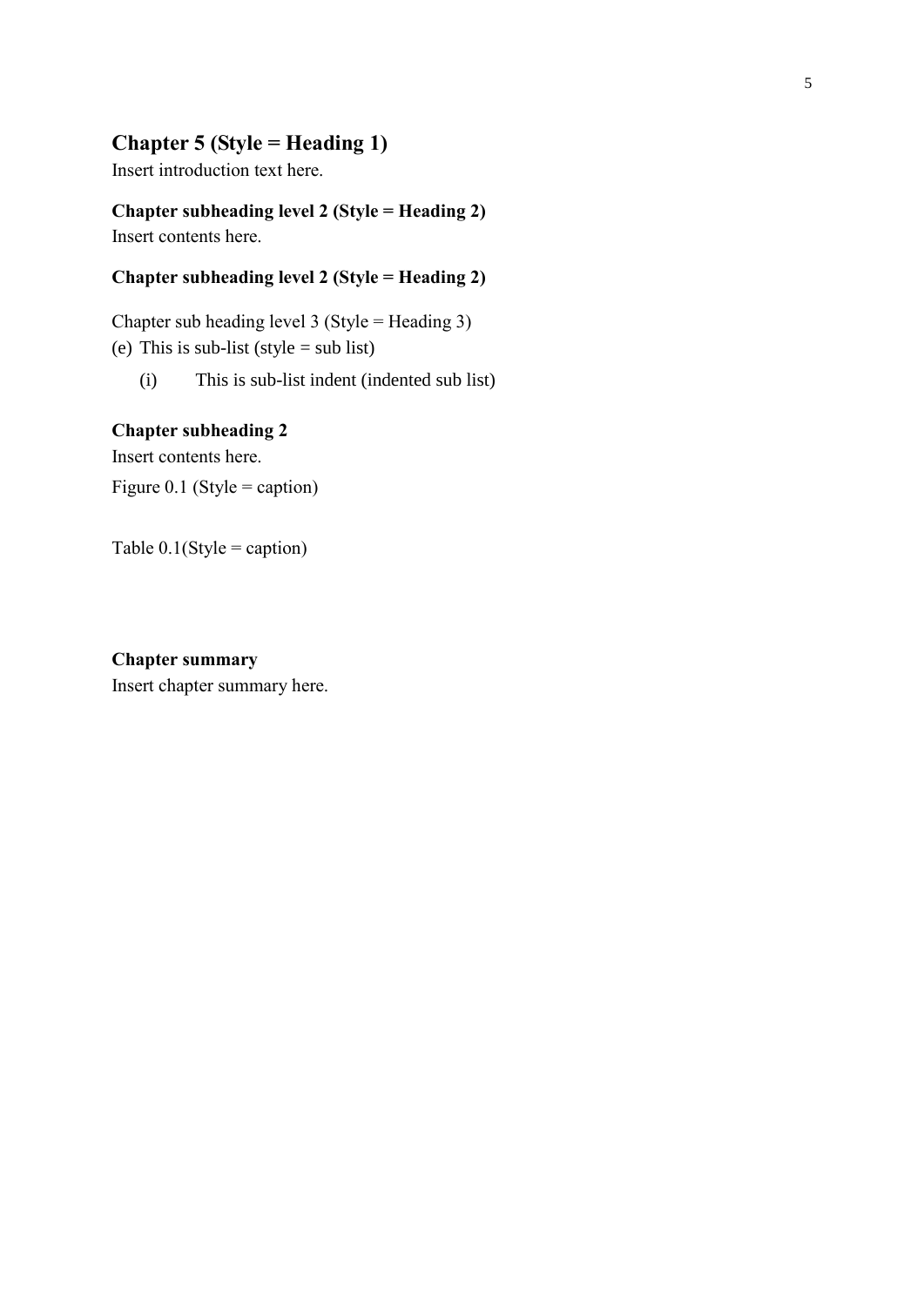# Chapter 5 (Style = Heading 1)

Insert introduction text here.

## Chapter subheading level 2 (Style = Heading 2)

Insert contents here.

## Chapter subheading level 2 (Style = Heading 2)

Chapter sub heading level 3 (Style = Heading 3)

(e) This is sub-list (style = sub list)

   (i) This is sub-list indent (indented sub list)

## Chapter subheading 2

Insert contents here.

Figure 0.1 (Style = caption)

Table 0.1(Style = caption)

## Chapter summary

Insert chapter summary here.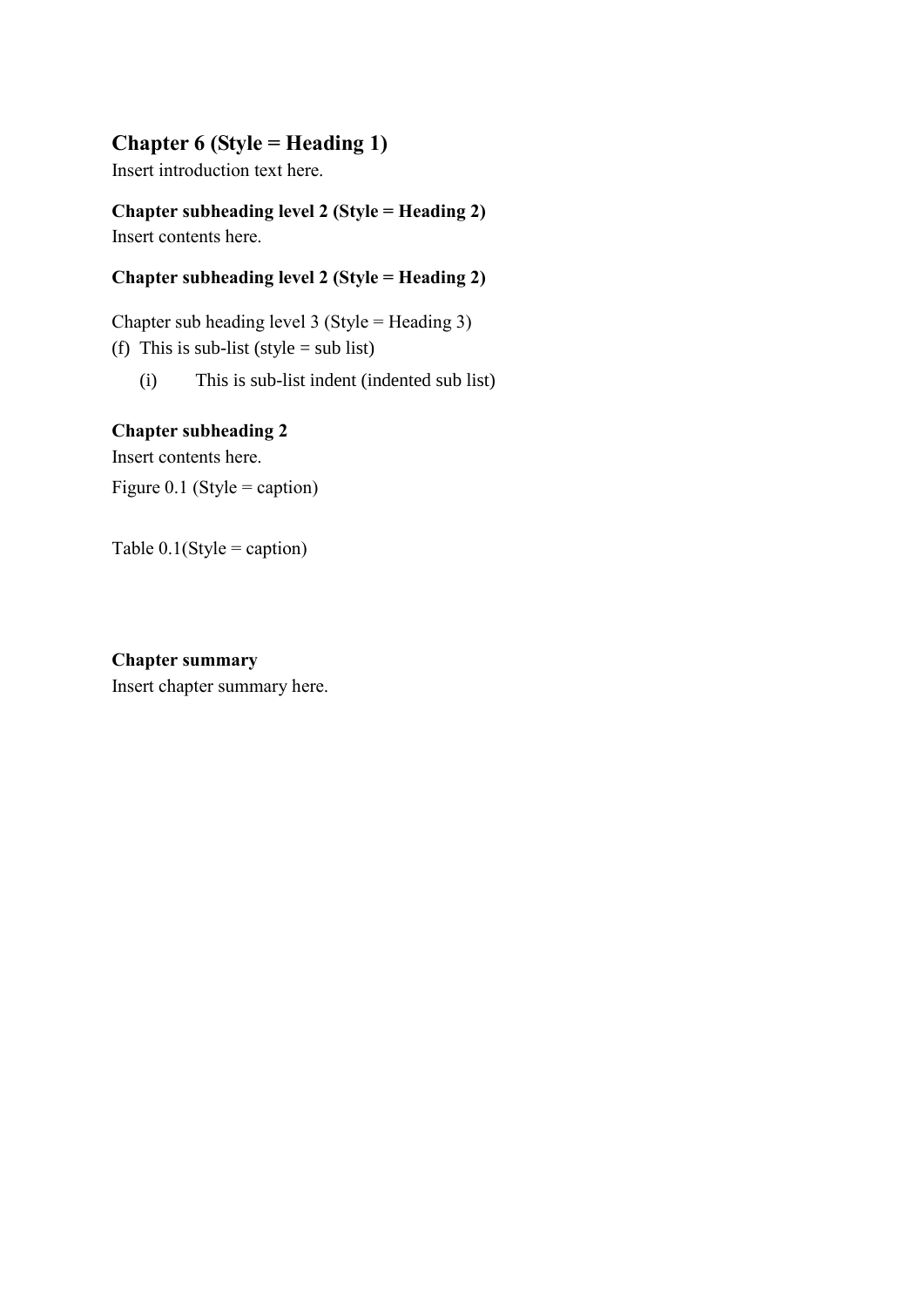# Chapter 6 (Style = Heading 1)

Insert introduction text here.

## Chapter subheading level 2 (Style = Heading 2)

Insert contents here.

## Chapter subheading level 2 (Style = Heading 2)

### Chapter sub heading level 3 (Style = Heading 3)

(f) This is sub-list (style = sub list)

  (i) This is sub-list indent (indented sub list)

## Chapter subheading 2

Insert contents here.

Figure 0.1 (Style = caption)

Table 0.1(Style = caption)

## Chapter summary

Insert chapter summary here.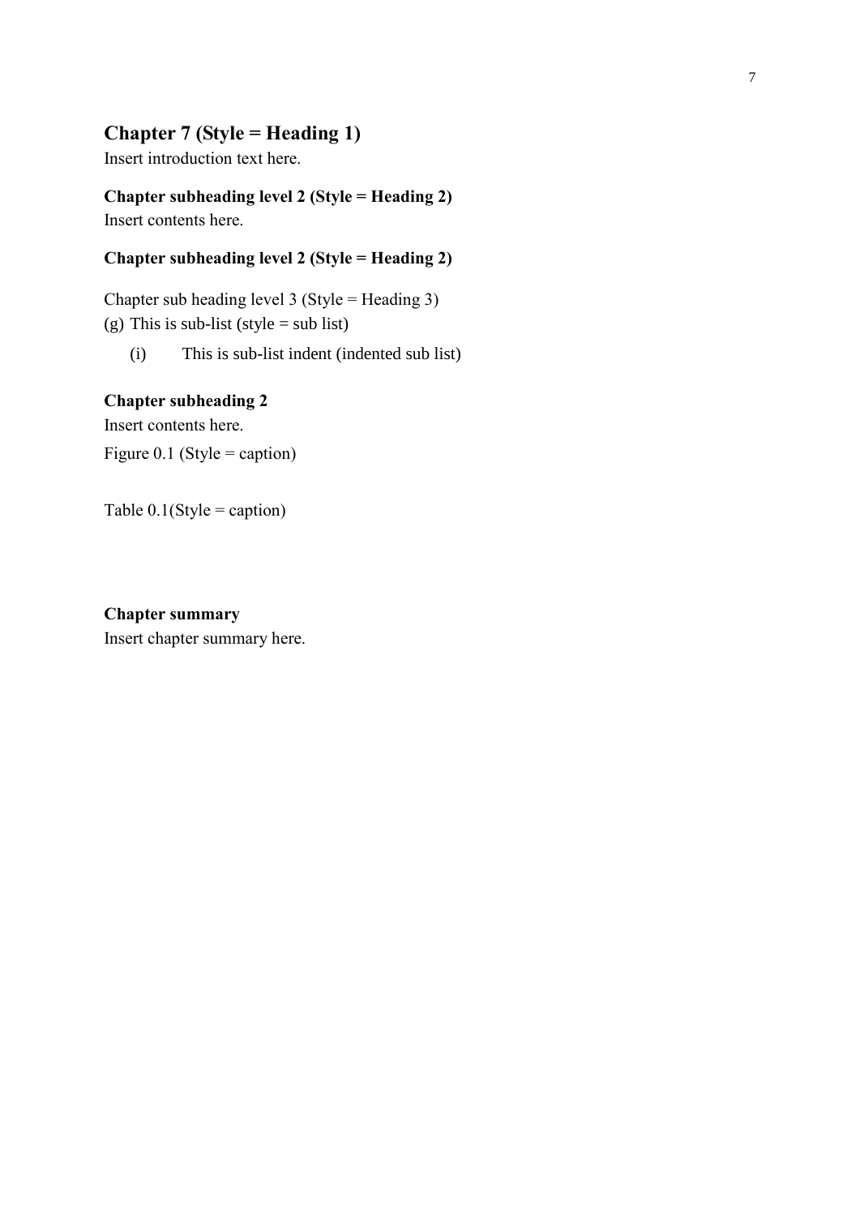# Chapter 7 (Style = Heading 1)

Insert introduction text here.

## Chapter subheading level 2 (Style = Heading 2)

Insert contents here.

## Chapter subheading level 2 (Style = Heading 2)

### Chapter sub heading level 3 (Style = Heading 3)

(g) This is sub-list (style = sub list)

    (i) This is sub-list indent (indented sub list)

## Chapter subheading 2

Insert contents here.

Figure 0.1 (Style = caption)

Table 0.1(Style = caption)

## Chapter summary

Insert chapter summary here.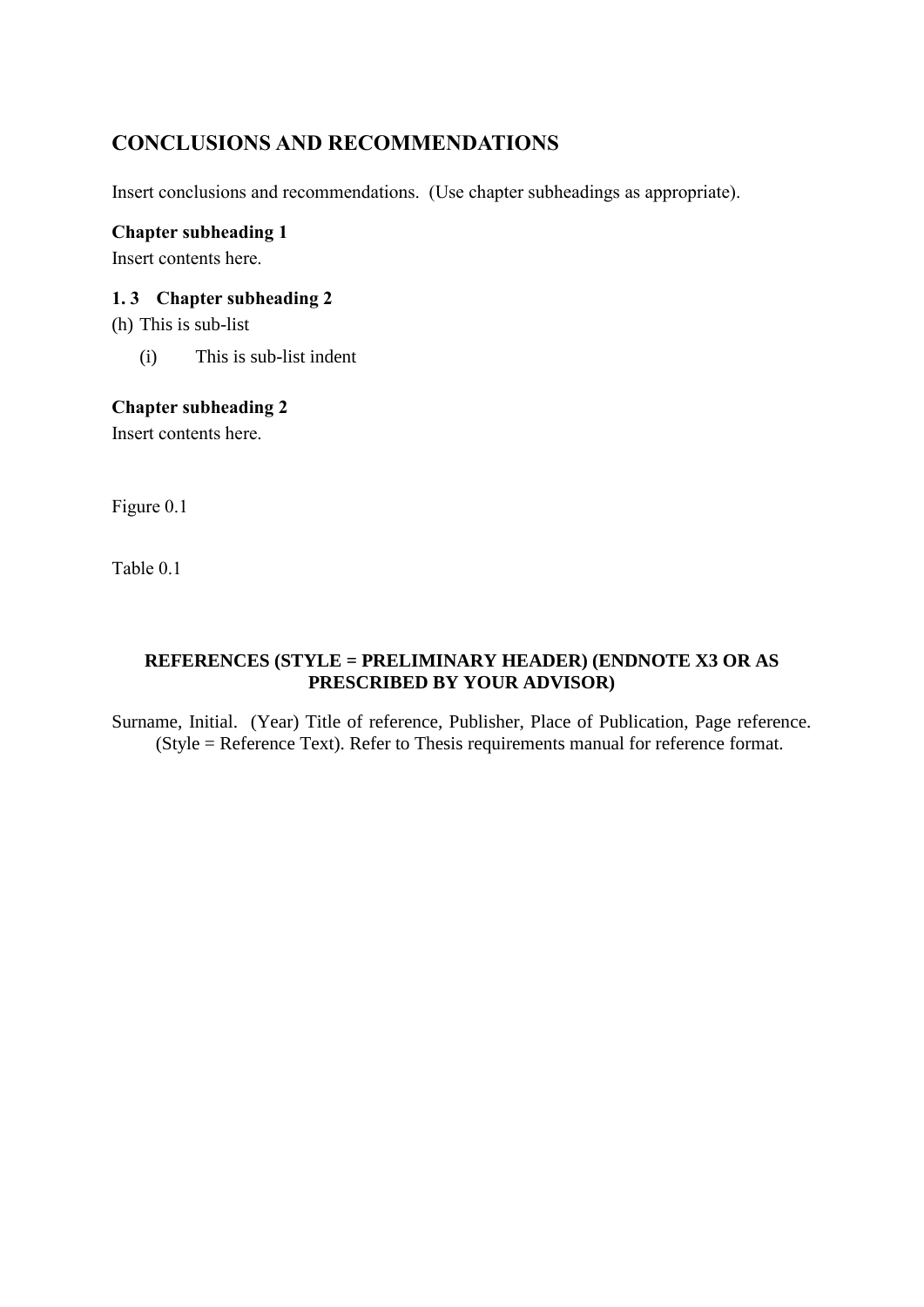# CONCLUSIONS AND RECOMMENDATIONS

Insert conclusions and recommendations. (Use chapter subheadings as appropriate).

**Chapter subheading 1**

Insert contents here.

### 1. 3 Chapter subheading 2

(h) This is sub-list

  (i) This is sub-list indent

**Chapter subheading 2**

Insert contents here.

Figure 0.1

Table 0.1

## REFERENCES (STYLE = PRELIMINARY HEADER) (ENDNOTE X3 OR AS PRESCRIBED BY YOUR ADVISOR)

Surname, Initial. (Year) Title of reference, Publisher, Place of Publication, Page reference. (Style = Reference Text). Refer to Thesis requirements manual for reference format.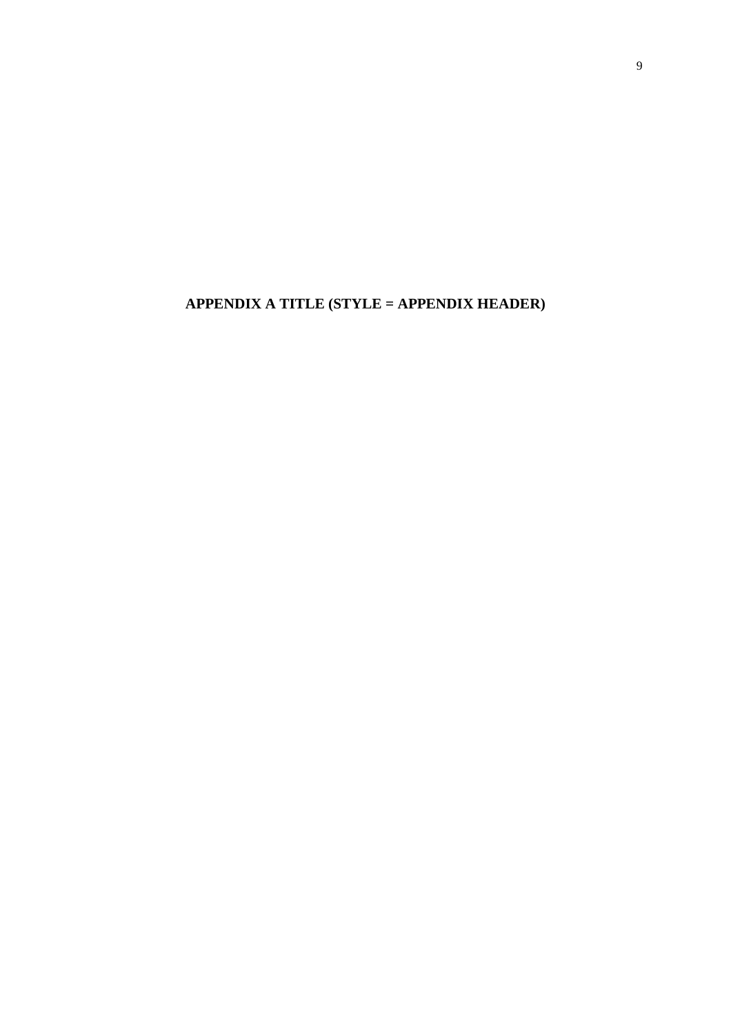# APPENDIX A TITLE (STYLE = APPENDIX HEADER)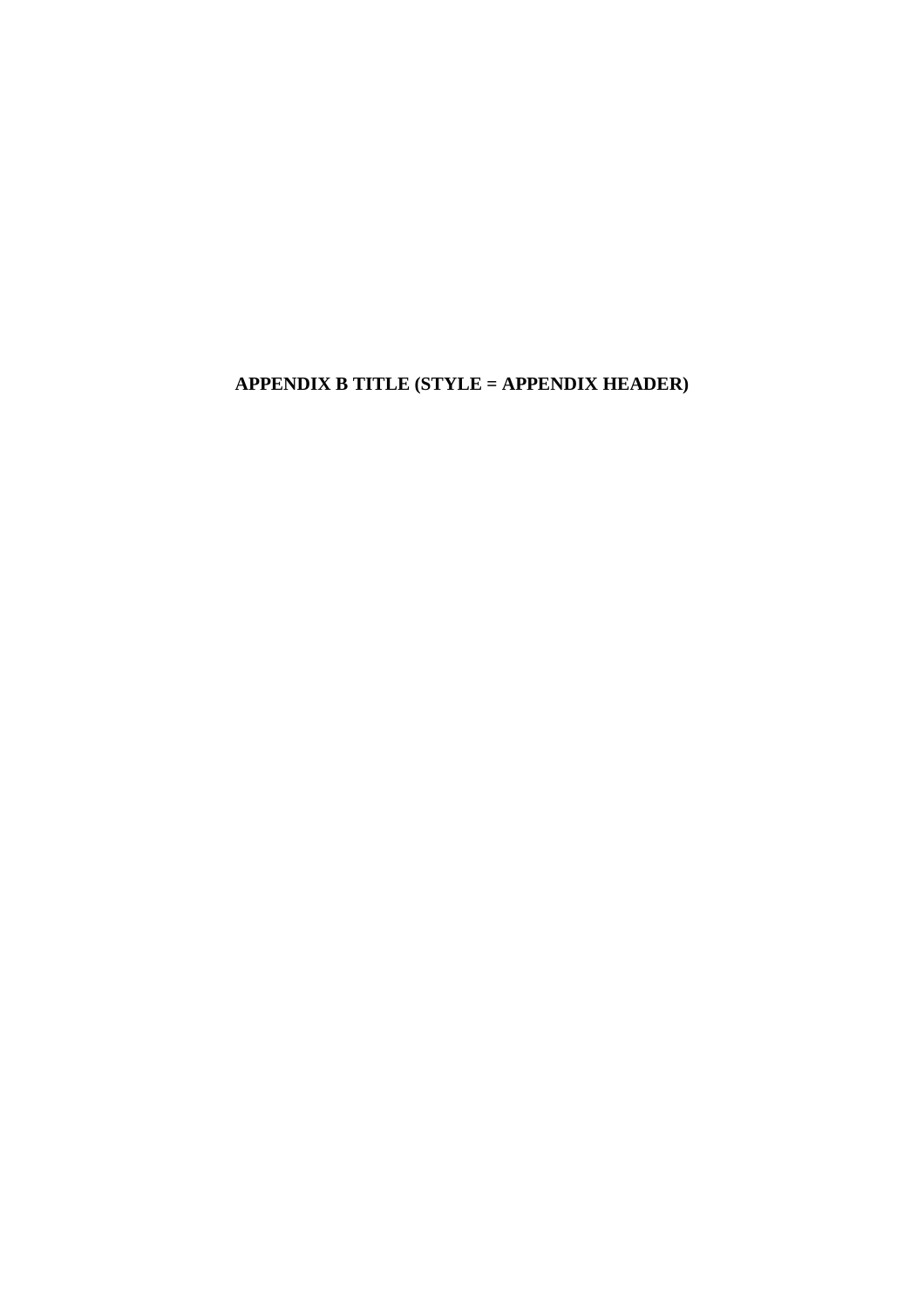# APPENDIX B TITLE (STYLE = APPENDIX HEADER)